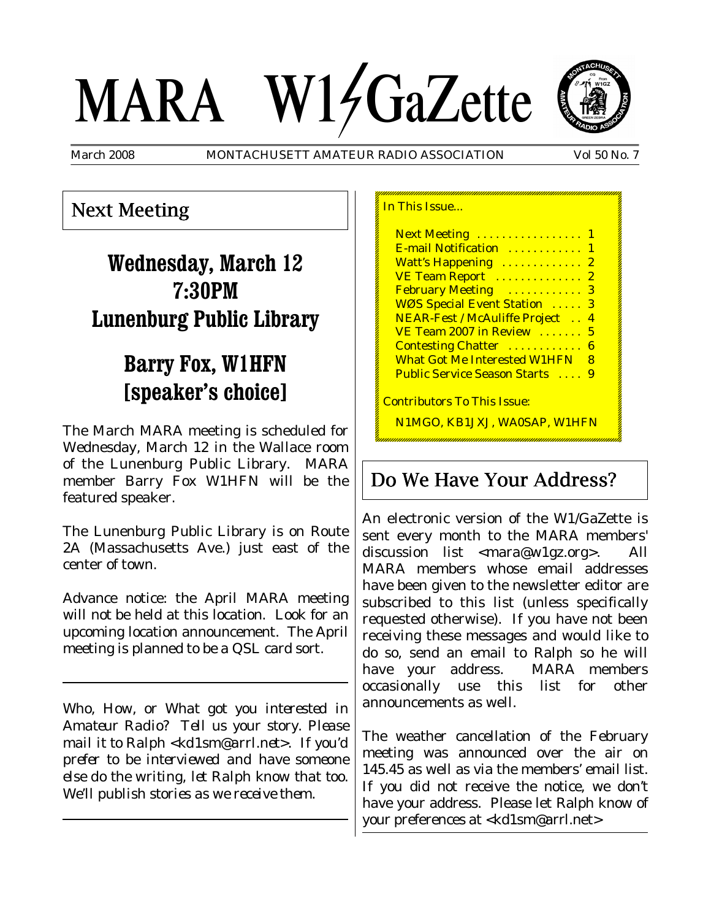# MARA W1/GaZette

March 2008 MONTACHUSETT AMATEUR RADIO ASSOCIATION Vol 50 No. 7

## Next Meeting

### Wednesday, March 12
### 7:30PM
### Lunenburg Public Library

### Barry Fox, W1HFN
### [speaker's choice]

The March MARA meeting is scheduled for Wednesday, March 12 in the Wallace room of the Lunenburg Public Library. MARA member Barry Fox W1HFN will be the featured speaker.

The Lunenburg Public Library is on Route 2A (Massachusetts Ave.) just east of the center of town.

Advance notice: the April MARA meeting will not be held at this location. Look for an upcoming location announcement. The April meeting is planned to be a QSL card sort.

---

*Who, How, or What got you interested in Amateur Radio? Tell us your story. Please mail it to Ralph <kd1sm@arrl.net>. If you'd prefer to be interviewed and have someone else do the writing, let Ralph know that too. We'll publish stories as we receive them.*

---

In This Issue...

- Next Meeting ................ 1
- E-mail Notification ............ 1
- Watt's Happening ............. 2
- VE Team Report .............. 2
- February Meeting ............ 3
- WØS Special Event Station ..... 3
- NEAR-Fest / McAuliffe Project .. 4
- VE Team 2007 in Review ....... 5
- Contesting Chatter ............ 6
- What Got Me Interested W1HFN 8
- Public Service Season Starts .... 9

Contributors To This Issue:

N1MGO, KB1JXJ, WA0SAP, W1HFN

## Do We Have Your Address?

An electronic version of the W1/GaZette is sent every month to the MARA members' discussion list <mara@w1gz.org>. All MARA members whose email addresses have been given to the newsletter editor are subscribed to this list (unless specifically requested otherwise). If you have not been receiving these messages and would like to do so, send an email to Ralph so he will have your address. MARA members occasionally use this list for other announcements as well.

The weather cancellation of the February meeting was announced over the air on 145.45 as well as via the members' email list. If you did not receive the notice, we don't have your address. Please let Ralph know of your preferences at <kd1sm@arrl.net>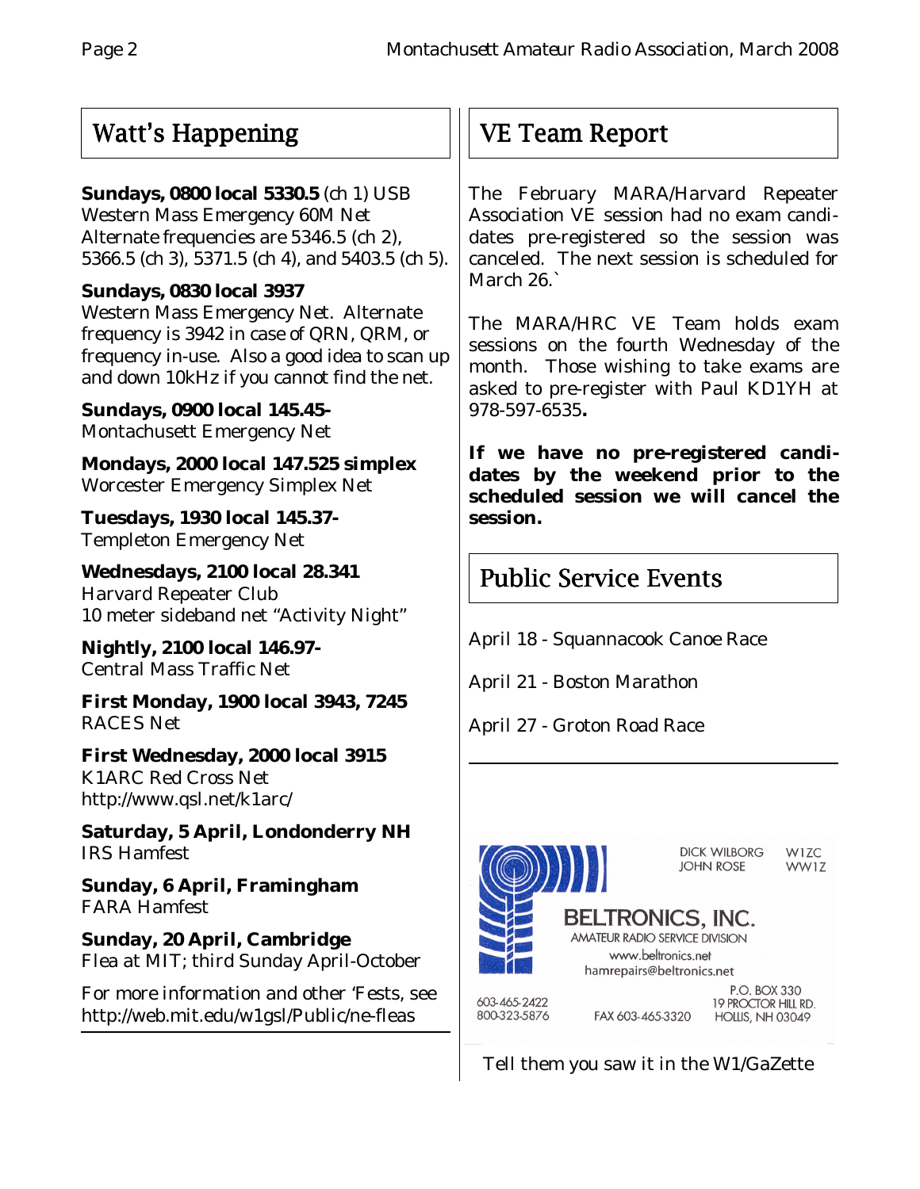## Watt's Happening

**Sundays, 0800 local 5330.5** (ch 1) USB
Western Mass Emergency 60M Net
Alternate frequencies are 5346.5 (ch 2), 5366.5 (ch 3), 5371.5 (ch 4), and 5403.5 (ch 5).

**Sundays, 0830 local 3937**
Western Mass Emergency Net. Alternate frequency is 3942 in case of QRN, QRM, or frequency in-use. Also a good idea to scan up and down 10kHz if you cannot find the net.

**Sundays, 0900 local 145.45-**
Montachusett Emergency Net

**Mondays, 2000 local 147.525 simplex**
Worcester Emergency Simplex Net

**Tuesdays, 1930 local 145.37-**
Templeton Emergency Net

**Wednesdays, 2100 local 28.341**
Harvard Repeater Club
10 meter sideband net "Activity Night"

**Nightly, 2100 local 146.97-**
Central Mass Traffic Net

**First Monday, 1900 local 3943, 7245**
RACES Net

**First Wednesday, 2000 local 3915**
K1ARC Red Cross Net
http://www.qsl.net/k1arc/

**Saturday, 5 April, Londonderry NH**
IRS Hamfest

**Sunday, 6 April, Framingham**
FARA Hamfest

**Sunday, 20 April, Cambridge**
Flea at MIT; third Sunday April-October

For more information and other 'Fests, see http://web.mit.edu/w1gsl/Public/ne-fleas

## VE Team Report

The February MARA/Harvard Repeater Association VE session had no exam candidates pre-registered so the session was canceled. The next session is scheduled for March 26.`

The MARA/HRC VE Team holds exam sessions on the fourth Wednesday of the month. Those wishing to take exams are asked to pre-register with Paul KD1YH at 978-597-6535**.**

**If we have no pre-registered candidates by the weekend prior to the scheduled session we will cancel the session.**

## Public Service Events

April 18 - Squannacook Canoe Race

April 21 - Boston Marathon

April 27 - Groton Road Race

DICK WILBORG W1ZC
JOHN ROSE WW1Z

**BELTRONICS, INC.**
AMATEUR RADIO SERVICE DIVISION
www.beltronics.net
hamrepairs@beltronics.net

603-465-2422
800-323-5876
FAX 603-465-3320
P.O. BOX 330
19 PROCTOR HILL RD.
HOLLIS, NH 03049

Tell them you saw it in the W1/GaZette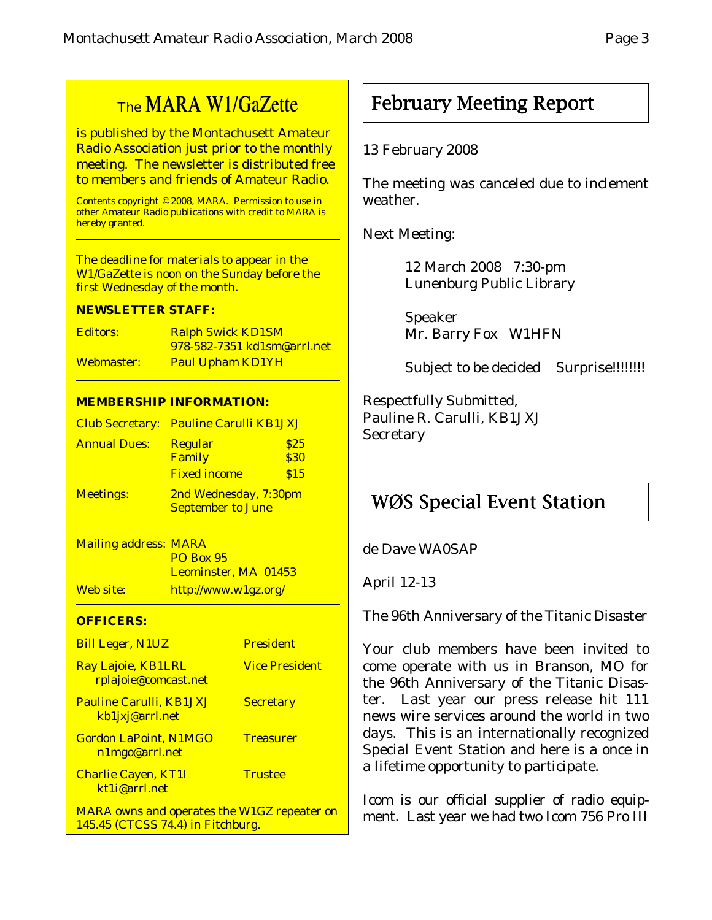## The MARA W1/GaZette

is published by the Montachusett Amateur Radio Association just prior to the monthly meeting. The newsletter is distributed free to members and friends of Amateur Radio.

Contents copyright © 2008, MARA. Permission to use in other Amateur Radio publications with credit to MARA is hereby granted.

The deadline for materials to appear in the W1/GaZette is noon on the Sunday before the first Wednesday of the month.

**NEWSLETTER STAFF:**

| | |
|---|---|
| Editors: | Ralph Swick KD1SM<br>978-582-7351 kd1sm@arrl.net |
| Webmaster: | Paul Upham KD1YH |

**MEMBERSHIP INFORMATION:**

| | | |
|---|---|---|
| Club Secretary: | Pauline Carulli KB1JXJ | |
| Annual Dues: | Regular | $25 |
| | Family | $30 |
| | Fixed income | $15 |
| Meetings: | 2nd Wednesday, 7:30pm<br>September to June | |

Mailing address: MARA
PO Box 95
Leominster, MA 01453

Web site: http://www.w1gz.org/

**OFFICERS:**

| | |
|---|---|
| Bill Leger, N1UZ | President |
| Ray Lajoie, KB1LRL<br>rplajoie@comcast.net | Vice President |
| Pauline Carulli, KB1JXJ<br>kb1jxj@arrl.net | Secretary |
| Gordon LaPoint, N1MGO<br>n1mgo@arrl.net | Treasurer |
| Charlie Cayen, KT1I<br>kt1i@arrl.net | Trustee |

MARA owns and operates the W1GZ repeater on 145.45 (CTCSS 74.4) in Fitchburg.

## February Meeting Report

13 February 2008

The meeting was canceled due to inclement weather.

Next Meeting:

12 March 2008 7:30-pm
Lunenburg Public Library

Speaker
Mr. Barry Fox W1HFN

Subject to be decided Surprise!!!!!!!!

Respectfully Submitted,
Pauline R. Carulli, KB1JXJ
Secretary

## WØS Special Event Station

de Dave WA0SAP

April 12-13

The 96th Anniversary of the Titanic Disaster

Your club members have been invited to come operate with us in Branson, MO for the 96th Anniversary of the Titanic Disaster. Last year our press release hit 111 news wire services around the world in two days. This is an internationally recognized Special Event Station and here is a once in a lifetime opportunity to participate.

Icom is our official supplier of radio equipment. Last year we had two Icom 756 Pro III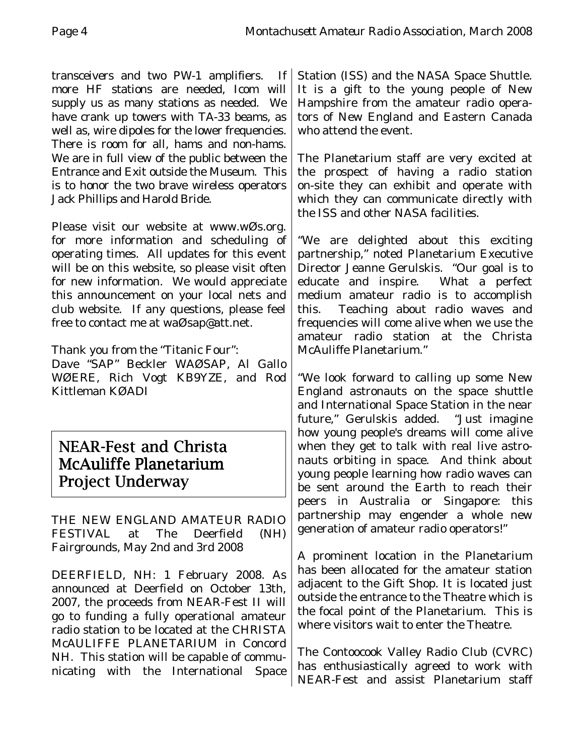transceivers and two PW-1 amplifiers. If more HF stations are needed, Icom will supply us as many stations as needed. We have crank up towers with TA-33 beams, as well as, wire dipoles for the lower frequencies. There is room for all, hams and non-hams. We are in full view of the public between the Entrance and Exit outside the Museum. This is to honor the two brave wireless operators Jack Phillips and Harold Bride.

Please visit our website at www.wØs.org. for more information and scheduling of operating times. All updates for this event will be on this website, so please visit often for new information. We would appreciate this announcement on your local nets and club website. If any questions, please feel free to contact me at waØsap@att.net.

Thank you from the "Titanic Four":
Dave "SAP" Beckler WAØSAP, Al Gallo WØERE, Rich Vogt KB9YZE, and Rod Kittleman KØADI

## NEAR-Fest and Christa McAuliffe Planetarium Project Underway

THE NEW ENGLAND AMATEUR RADIO FESTIVAL at The Deerfield (NH) Fairgrounds, May 2nd and 3rd 2008

DEERFIELD, NH: 1 February 2008. As announced at Deerfield on October 13th, 2007, the proceeds from NEAR-Fest II will go to funding a fully operational amateur radio station to be located at the CHRISTA McAULIFFE PLANETARIUM in Concord NH. This station will be capable of communicating with the International Space Station (ISS) and the NASA Space Shuttle. It is a gift to the young people of New Hampshire from the amateur radio operators of New England and Eastern Canada who attend the event.

The Planetarium staff are very excited at the prospect of having a radio station on-site they can exhibit and operate with which they can communicate directly with the ISS and other NASA facilities.

"We are delighted about this exciting partnership," noted Planetarium Executive Director Jeanne Gerulskis. "Our goal is to educate and inspire. What a perfect medium amateur radio is to accomplish this. Teaching about radio waves and frequencies will come alive when we use the amateur radio station at the Christa McAuliffe Planetarium."

"We look forward to calling up some New England astronauts on the space shuttle and International Space Station in the near future," Gerulskis added. "Just imagine how young people's dreams will come alive when they get to talk with real live astronauts orbiting in space. And think about young people learning how radio waves can be sent around the Earth to reach their peers in Australia or Singapore: this partnership may engender a whole new generation of amateur radio operators!"

A prominent location in the Planetarium has been allocated for the amateur station adjacent to the Gift Shop. It is located just outside the entrance to the Theatre which is the focal point of the Planetarium. This is where visitors wait to enter the Theatre.

The Contoocook Valley Radio Club (CVRC) has enthusiastically agreed to work with NEAR-Fest and assist Planetarium staff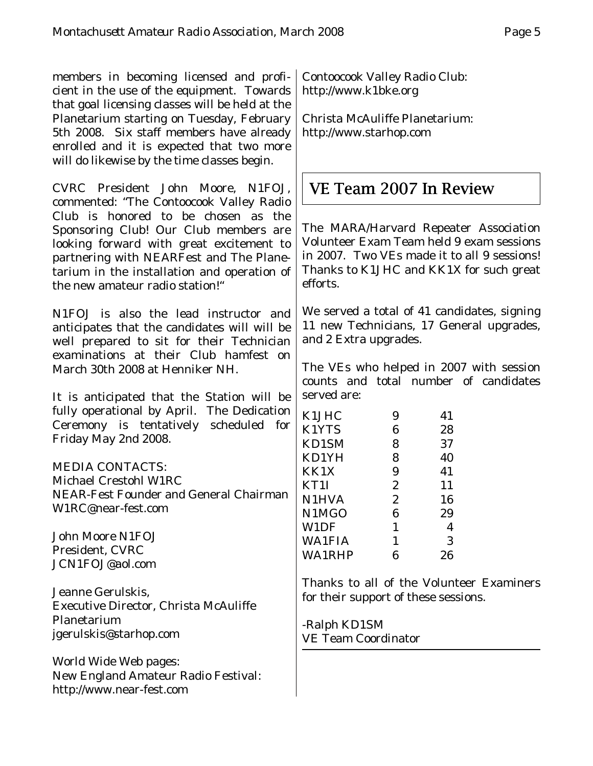members in becoming licensed and proficient in the use of the equipment. Towards that goal licensing classes will be held at the Planetarium starting on Tuesday, February 5th 2008. Six staff members have already enrolled and it is expected that two more will do likewise by the time classes begin.

CVRC President John Moore, N1FOJ, commented: "The Contoocook Valley Radio Club is honored to be chosen as the Sponsoring Club! Our Club members are looking forward with great excitement to partnering with NEARFest and The Planetarium in the installation and operation of the new amateur radio station!"

N1FOJ is also the lead instructor and anticipates that the candidates will will be well prepared to sit for their Technician examinations at their Club hamfest on March 30th 2008 at Henniker NH.

It is anticipated that the Station will be fully operational by April. The Dedication Ceremony is tentatively scheduled for Friday May 2nd 2008.

MEDIA CONTACTS:
Michael Crestohl W1RC
NEAR-Fest Founder and General Chairman
W1RC@near-fest.com

John Moore N1FOJ
President, CVRC
JCN1FOJ@aol.com

Jeanne Gerulskis,
Executive Director, Christa McAuliffe Planetarium
jgerulskis@starhop.com

World Wide Web pages:
New England Amateur Radio Festival:
http://www.near-fest.com

Contoocook Valley Radio Club:
http://www.k1bke.org

Christa McAuliffe Planetarium:
http://www.starhop.com

## VE Team 2007 In Review

The MARA/Harvard Repeater Association Volunteer Exam Team held 9 exam sessions in 2007. Two VEs made it to all 9 sessions! Thanks to K1JHC and KK1X for such great efforts.

We served a total of 41 candidates, signing 11 new Technicians, 17 General upgrades, and 2 Extra upgrades.

The VEs who helped in 2007 with session counts and total number of candidates served are:

| VE | Sessions | Candidates |
|---|---|---|
| K1JHC | 9 | 41 |
| K1YTS | 6 | 28 |
| KD1SM | 8 | 37 |
| KD1YH | 8 | 40 |
| KK1X | 9 | 41 |
| KT1I | 2 | 11 |
| N1HVA | 2 | 16 |
| N1MGO | 6 | 29 |
| W1DF | 1 | 4 |
| WA1FIA | 1 | 3 |
| WA1RHP | 6 | 26 |

Thanks to all of the Volunteer Examiners for their support of these sessions.

-Ralph KD1SM
VE Team Coordinator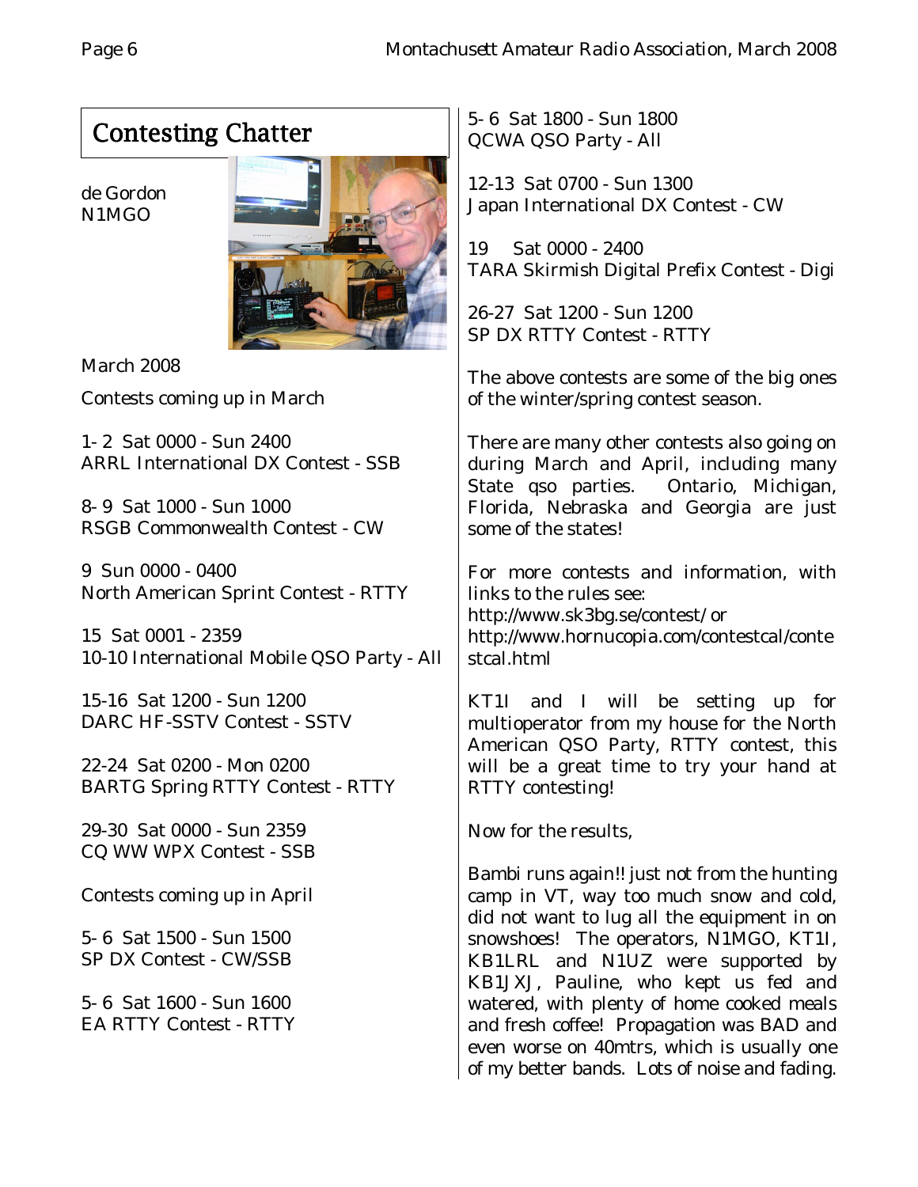## Contesting Chatter

de Gordon
N1MGO

March 2008

Contests coming up in March

1- 2 Sat 0000 - Sun 2400
ARRL International DX Contest - SSB

8- 9 Sat 1000 - Sun 1000
RSGB Commonwealth Contest - CW

9 Sun 0000 - 0400
North American Sprint Contest - RTTY

15 Sat 0001 - 2359
10-10 International Mobile QSO Party - All

15-16 Sat 1200 - Sun 1200
DARC HF-SSTV Contest - SSTV

22-24 Sat 0200 - Mon 0200
BARTG Spring RTTY Contest - RTTY

29-30 Sat 0000 - Sun 2359
CQ WW WPX Contest - SSB

Contests coming up in April

5- 6 Sat 1500 - Sun 1500
SP DX Contest - CW/SSB

5- 6 Sat 1600 - Sun 1600
EA RTTY Contest - RTTY

5- 6 Sat 1800 - Sun 1800
QCWA QSO Party - All

12-13 Sat 0700 - Sun 1300
Japan International DX Contest - CW

19 Sat 0000 - 2400
TARA Skirmish Digital Prefix Contest - Digi

26-27 Sat 1200 - Sun 1200
SP DX RTTY Contest - RTTY

The above contests are some of the big ones of the winter/spring contest season.

There are many other contests also going on during March and April, including many State qso parties. Ontario, Michigan, Florida, Nebraska and Georgia are just some of the states!

For more contests and information, with links to the rules see:
http://www.sk3bg.se/contest/ or
http://www.hornucopia.com/contestcal/contestcal.html

KT1I and I will be setting up for multioperator from my house for the North American QSO Party, RTTY contest, this will be a great time to try your hand at RTTY contesting!

Now for the results,

Bambi runs again!! just not from the hunting camp in VT, way too much snow and cold, did not want to lug all the equipment in on snowshoes! The operators, N1MGO, KT1I, KB1LRL and N1UZ were supported by KB1JXJ, Pauline, who kept us fed and watered, with plenty of home cooked meals and fresh coffee! Propagation was BAD and even worse on 40mtrs, which is usually one of my better bands. Lots of noise and fading.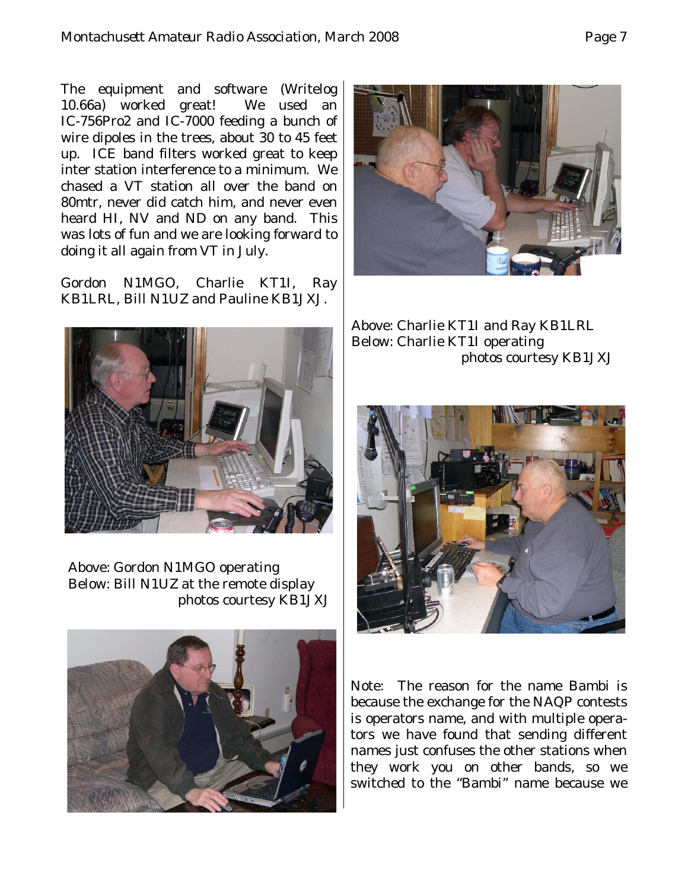The equipment and software (Writelog 10.66a) worked great! We used an IC-756Pro2 and IC-7000 feeding a bunch of wire dipoles in the trees, about 30 to 45 feet up. ICE band filters worked great to keep inter station interference to a minimum. We chased a VT station all over the band on 80mtr, never did catch him, and never even heard HI, NV and ND on any band. This was lots of fun and we are looking forward to doing it all again from VT in July.

Gordon N1MGO, Charlie KT1I, Ray KB1LRL, Bill N1UZ and Pauline KB1JXJ.

Above: Gordon N1MGO operating
Below: Bill N1UZ at the remote display
photos courtesy KB1JXJ

Above: Charlie KT1I and Ray KB1LRL
Below: Charlie KT1I operating
photos courtesy KB1JXJ

Note: The reason for the name Bambi is because the exchange for the NAQP contests is operators name, and with multiple operators we have found that sending different names just confuses the other stations when they work you on other bands, so we switched to the "Bambi" name because we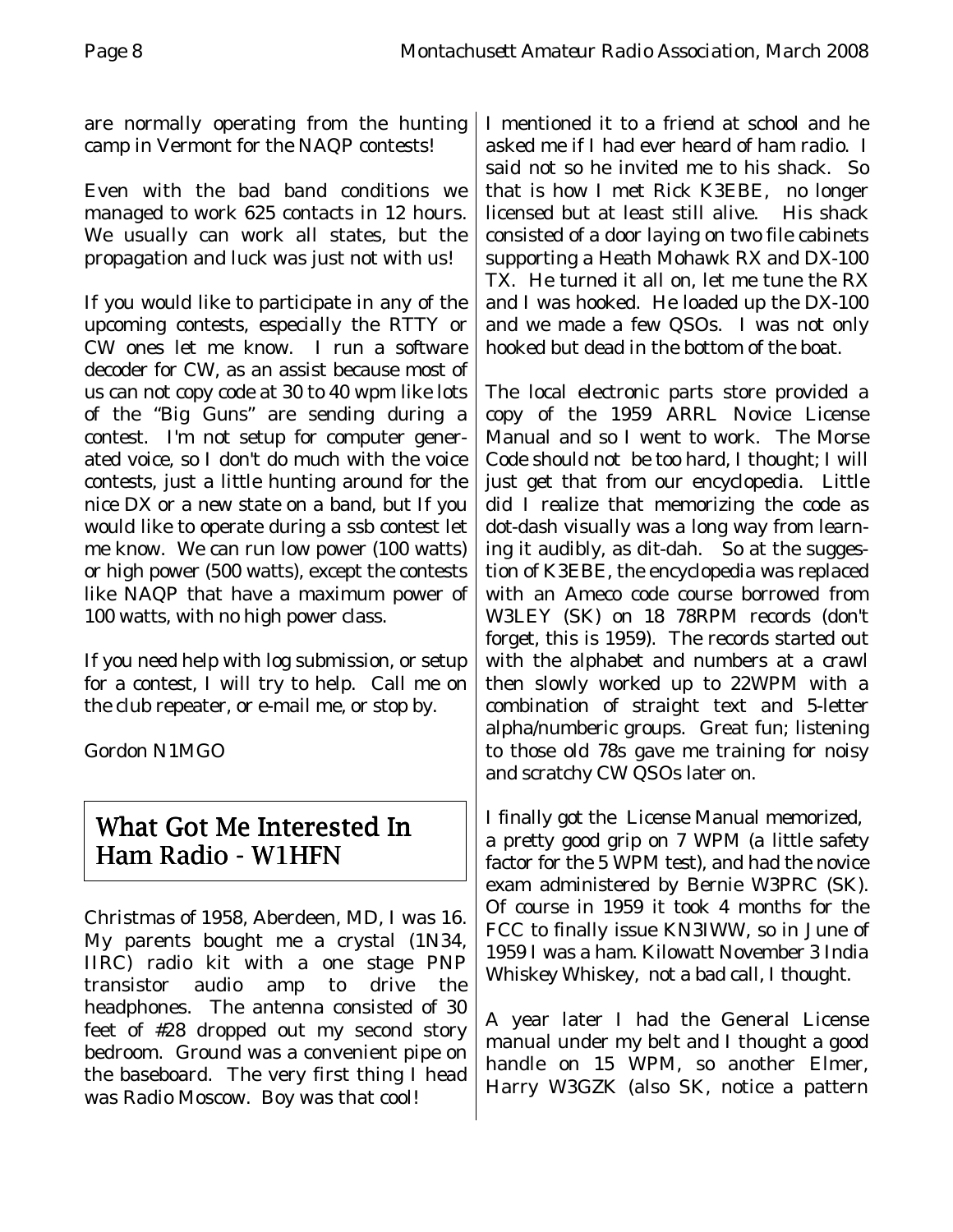are normally operating from the hunting camp in Vermont for the NAQP contests!

Even with the bad band conditions we managed to work 625 contacts in 12 hours. We usually can work all states, but the propagation and luck was just not with us!

If you would like to participate in any of the upcoming contests, especially the RTTY or CW ones let me know. I run a software decoder for CW, as an assist because most of us can not copy code at 30 to 40 wpm like lots of the "Big Guns" are sending during a contest. I'm not setup for computer generated voice, so I don't do much with the voice contests, just a little hunting around for the nice DX or a new state on a band, but If you would like to operate during a ssb contest let me know. We can run low power (100 watts) or high power (500 watts), except the contests like NAQP that have a maximum power of 100 watts, with no high power class.

If you need help with log submission, or setup for a contest, I will try to help. Call me on the club repeater, or e-mail me, or stop by.

Gordon N1MGO

## What Got Me Interested In Ham Radio - W1HFN

Christmas of 1958, Aberdeen, MD, I was 16. My parents bought me a crystal (1N34, IIRC) radio kit with a one stage PNP transistor audio amp to drive the headphones. The antenna consisted of 30 feet of #28 dropped out my second story bedroom. Ground was a convenient pipe on the baseboard. The very first thing I head was Radio Moscow. Boy was that cool!

I mentioned it to a friend at school and he asked me if I had ever heard of ham radio. I said not so he invited me to his shack. So that is how I met Rick K3EBE, no longer licensed but at least still alive. His shack consisted of a door laying on two file cabinets supporting a Heath Mohawk RX and DX-100 TX. He turned it all on, let me tune the RX and I was hooked. He loaded up the DX-100 and we made a few QSOs. I was not only hooked but dead in the bottom of the boat.

The local electronic parts store provided a copy of the 1959 ARRL Novice License Manual and so I went to work. The Morse Code should not be too hard, I thought; I will just get that from our encyclopedia. Little did I realize that memorizing the code as dot-dash visually was a long way from learning it audibly, as dit-dah. So at the suggestion of K3EBE, the encyclopedia was replaced with an Ameco code course borrowed from W3LEY (SK) on 18 78RPM records (don't forget, this is 1959). The records started out with the alphabet and numbers at a crawl then slowly worked up to 22WPM with a combination of straight text and 5-letter alpha/numberic groups. Great fun; listening to those old 78s gave me training for noisy and scratchy CW QSOs later on.

I finally got the License Manual memorized, a pretty good grip on 7 WPM (a little safety factor for the 5 WPM test), and had the novice exam administered by Bernie W3PRC (SK). Of course in 1959 it took 4 months for the FCC to finally issue KN3IWW, so in June of 1959 I was a ham. Kilowatt November 3 India Whiskey Whiskey, not a bad call, I thought.

A year later I had the General License manual under my belt and I thought a good handle on 15 WPM, so another Elmer, Harry W3GZK (also SK, notice a pattern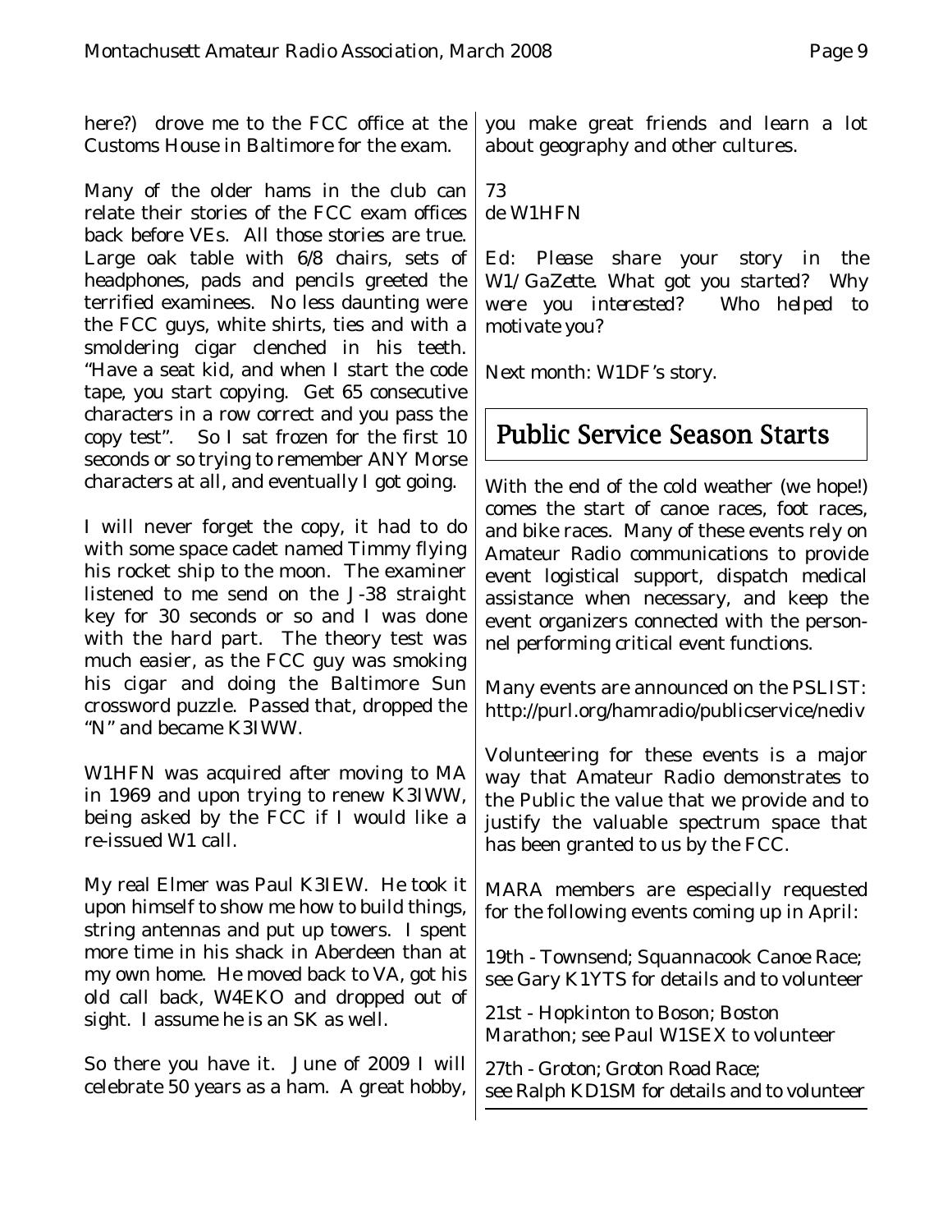here?) drove me to the FCC office at the Customs House in Baltimore for the exam.

Many of the older hams in the club can relate their stories of the FCC exam offices back before VEs. All those stories are true. Large oak table with 6/8 chairs, sets of headphones, pads and pencils greeted the terrified examinees. No less daunting were the FCC guys, white shirts, ties and with a smoldering cigar clenched in his teeth. "Have a seat kid, and when I start the code tape, you start copying. Get 65 consecutive characters in a row correct and you pass the copy test". So I sat frozen for the first 10 seconds or so trying to remember ANY Morse characters at all, and eventually I got going.

I will never forget the copy, it had to do with some space cadet named Timmy flying his rocket ship to the moon. The examiner listened to me send on the J-38 straight key for 30 seconds or so and I was done with the hard part. The theory test was much easier, as the FCC guy was smoking his cigar and doing the Baltimore Sun crossword puzzle. Passed that, dropped the "N" and became K3IWW.

W1HFN was acquired after moving to MA in 1969 and upon trying to renew K3IWW, being asked by the FCC if I would like a re-issued W1 call.

My real Elmer was Paul K3IEW. He took it upon himself to show me how to build things, string antennas and put up towers. I spent more time in his shack in Aberdeen than at my own home. He moved back to VA, got his old call back, W4EKO and dropped out of sight. I assume he is an SK as well.

So there you have it. June of 2009 I will celebrate 50 years as a ham. A great hobby, you make great friends and learn a lot about geography and other cultures.

73
de W1HFN

*Ed: Please share your story in the W1/GaZette. What got you started? Why were you interested? Who helped to motivate you?*

Next month: W1DF's story.

## Public Service Season Starts

With the end of the cold weather (we hope!) comes the start of canoe races, foot races, and bike races. Many of these events rely on Amateur Radio communications to provide event logistical support, dispatch medical assistance when necessary, and keep the event organizers connected with the personnel performing critical event functions.

Many events are announced on the PSLIST: http://purl.org/hamradio/publicservice/nediv

Volunteering for these events is a major way that Amateur Radio demonstrates to the Public the value that we provide and to justify the valuable spectrum space that has been granted to us by the FCC.

MARA members are especially requested for the following events coming up in April:

19th - Townsend; Squannacook Canoe Race; see Gary K1YTS for details and to volunteer

21st - Hopkinton to Boson; Boston Marathon; see Paul W1SEX to volunteer

27th - Groton; Groton Road Race; see Ralph KD1SM for details and to volunteer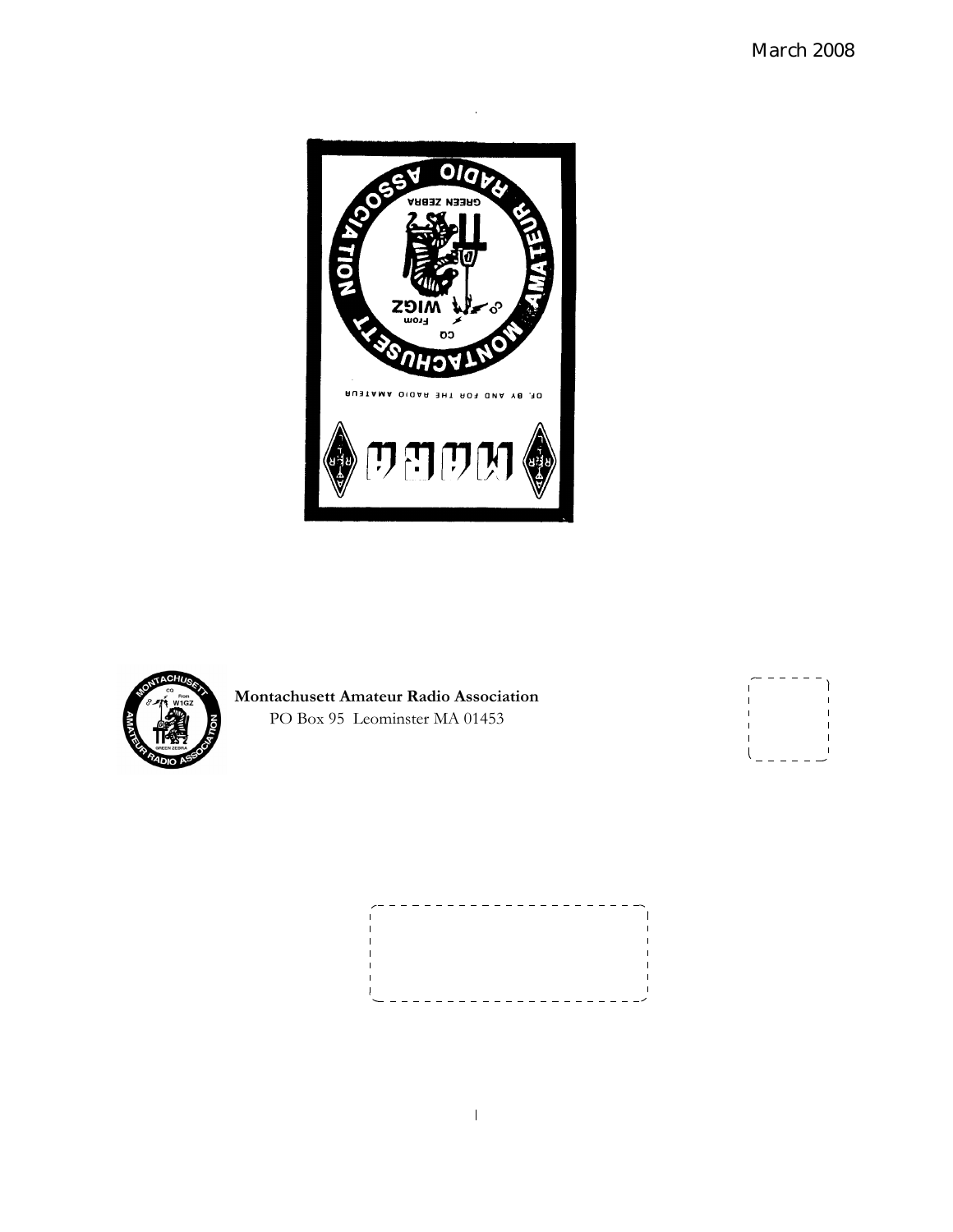March 2008

**Montachusett Amateur Radio Association**

PO Box 95 Leominster MA 01453